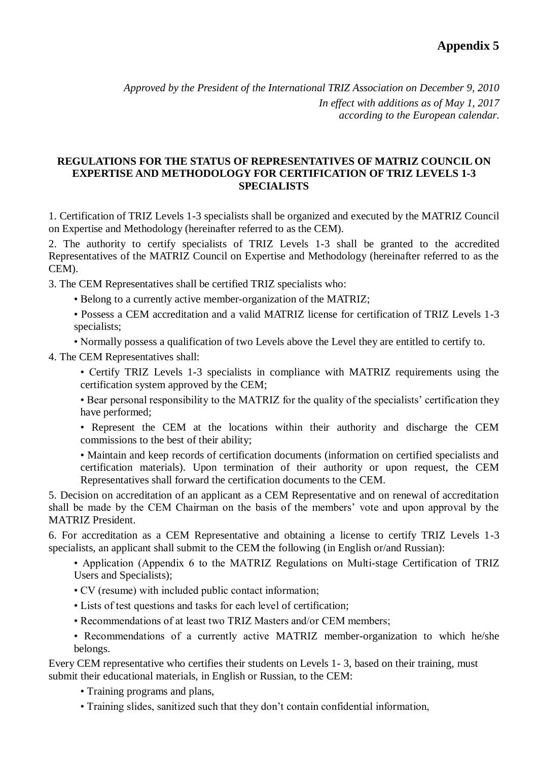**Appendix 5**

*Approved by the President of the International TRIZ Association on December 9, 2010*
*In effect with additions as of May 1, 2017*
*according to the European calendar.*

**REGULATIONS FOR THE STATUS OF REPRESENTATIVES OF MATRIZ COUNCIL ON EXPERTISE AND METHODOLOGY FOR CERTIFICATION OF TRIZ LEVELS 1-3 SPECIALISTS**

1. Certification of TRIZ Levels 1-3 specialists shall be organized and executed by the MATRIZ Council on Expertise and Methodology (hereinafter referred to as the CEM).

2. The authority to certify specialists of TRIZ Levels 1-3 shall be granted to the accredited Representatives of the MATRIZ Council on Expertise and Methodology (hereinafter referred to as the CEM).

3. The CEM Representatives shall be certified TRIZ specialists who:

- Belong to a currently active member-organization of the MATRIZ;
- Possess a CEM accreditation and a valid MATRIZ license for certification of TRIZ Levels 1-3 specialists;
- Normally possess a qualification of two Levels above the Level they are entitled to certify to.

4. The CEM Representatives shall:

- Certify TRIZ Levels 1-3 specialists in compliance with MATRIZ requirements using the certification system approved by the CEM;
- Bear personal responsibility to the MATRIZ for the quality of the specialists' certification they have performed;
- Represent the CEM at the locations within their authority and discharge the CEM commissions to the best of their ability;
- Maintain and keep records of certification documents (information on certified specialists and certification materials). Upon termination of their authority or upon request, the CEM Representatives shall forward the certification documents to the CEM.

5. Decision on accreditation of an applicant as a CEM Representative and on renewal of accreditation shall be made by the CEM Chairman on the basis of the members' vote and upon approval by the MATRIZ President.

6. For accreditation as a CEM Representative and obtaining a license to certify TRIZ Levels 1-3 specialists, an applicant shall submit to the CEM the following (in English or/and Russian):

- Application (Appendix 6 to the MATRIZ Regulations on Multi-stage Certification of TRIZ Users and Specialists);
- CV (resume) with included public contact information;
- Lists of test questions and tasks for each level of certification;
- Recommendations of at least two TRIZ Masters and/or CEM members;
- Recommendations of a currently active MATRIZ member-organization to which he/she belongs.

Every CEM representative who certifies their students on Levels 1- 3, based on their training, must submit their educational materials, in English or Russian, to the CEM:

- Training programs and plans,
- Training slides, sanitized such that they don't contain confidential information,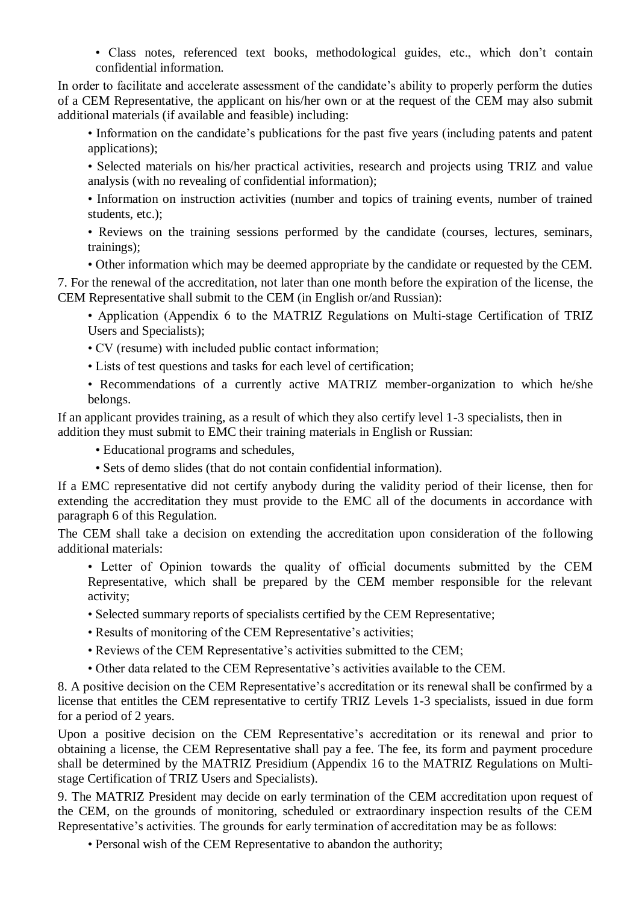- Class notes, referenced text books, methodological guides, etc., which don't contain confidential information.

In order to facilitate and accelerate assessment of the candidate's ability to properly perform the duties of a CEM Representative, the applicant on his/her own or at the request of the CEM may also submit additional materials (if available and feasible) including:

- Information on the candidate's publications for the past five years (including patents and patent applications);
- Selected materials on his/her practical activities, research and projects using TRIZ and value analysis (with no revealing of confidential information);
- Information on instruction activities (number and topics of training events, number of trained students, etc.);
- Reviews on the training sessions performed by the candidate (courses, lectures, seminars, trainings);
- Other information which may be deemed appropriate by the candidate or requested by the CEM.

7. For the renewal of the accreditation, not later than one month before the expiration of the license, the CEM Representative shall submit to the CEM (in English or/and Russian):

- Application (Appendix 6 to the MATRIZ Regulations on Multi-stage Certification of TRIZ Users and Specialists);
- CV (resume) with included public contact information;
- Lists of test questions and tasks for each level of certification;
- Recommendations of a currently active MATRIZ member-organization to which he/she belongs.

If an applicant provides training, as a result of which they also certify level 1-3 specialists, then in addition they must submit to EMC their training materials in English or Russian:

- Educational programs and schedules,
- Sets of demo slides (that do not contain confidential information).

If a EMC representative did not certify anybody during the validity period of their license, then for extending the accreditation they must provide to the EMC all of the documents in accordance with paragraph 6 of this Regulation.

The CEM shall take a decision on extending the accreditation upon consideration of the following additional materials:

- Letter of Opinion towards the quality of official documents submitted by the CEM Representative, which shall be prepared by the CEM member responsible for the relevant activity;
- Selected summary reports of specialists certified by the CEM Representative;
- Results of monitoring of the CEM Representative's activities;
- Reviews of the CEM Representative's activities submitted to the CEM;
- Other data related to the CEM Representative's activities available to the CEM.

8. A positive decision on the CEM Representative's accreditation or its renewal shall be confirmed by a license that entitles the CEM representative to certify TRIZ Levels 1-3 specialists, issued in due form for a period of 2 years.

Upon a positive decision on the CEM Representative's accreditation or its renewal and prior to obtaining a license, the CEM Representative shall pay a fee. The fee, its form and payment procedure shall be determined by the MATRIZ Presidium (Appendix 16 to the MATRIZ Regulations on Multi-stage Certification of TRIZ Users and Specialists).

9. The MATRIZ President may decide on early termination of the CEM accreditation upon request of the CEM, on the grounds of monitoring, scheduled or extraordinary inspection results of the CEM Representative's activities. The grounds for early termination of accreditation may be as follows:

- Personal wish of the CEM Representative to abandon the authority;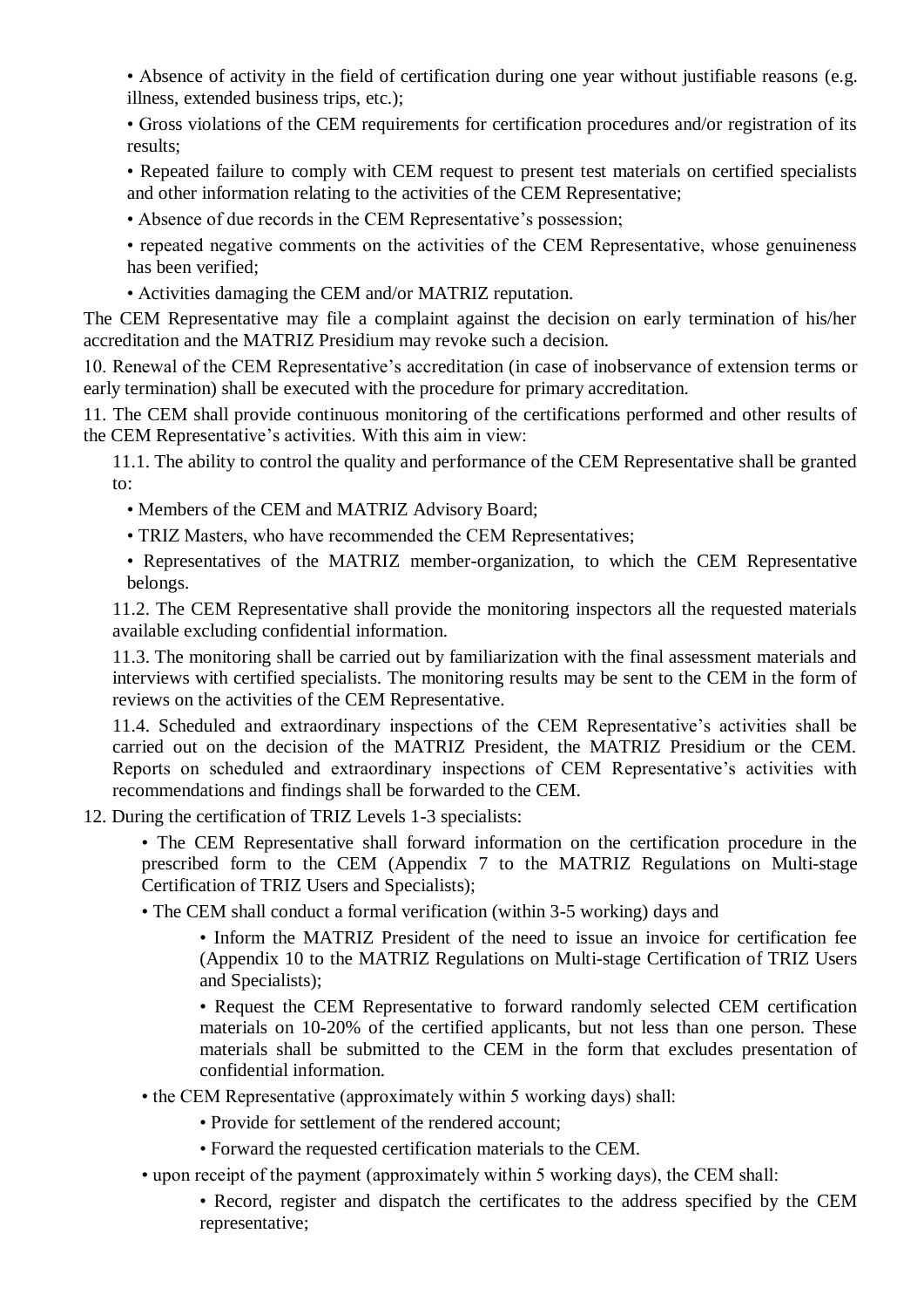- Absence of activity in the field of certification during one year without justifiable reasons (e.g. illness, extended business trips, etc.);
- Gross violations of the CEM requirements for certification procedures and/or registration of its results;
- Repeated failure to comply with CEM request to present test materials on certified specialists and other information relating to the activities of the CEM Representative;
- Absence of due records in the CEM Representative's possession;
- repeated negative comments on the activities of the CEM Representative, whose genuineness has been verified;
- Activities damaging the CEM and/or MATRIZ reputation.

The CEM Representative may file a complaint against the decision on early termination of his/her accreditation and the MATRIZ Presidium may revoke such a decision.

10. Renewal of the CEM Representative's accreditation (in case of inobservance of extension terms or early termination) shall be executed with the procedure for primary accreditation.

11. The CEM shall provide continuous monitoring of the certifications performed and other results of the CEM Representative's activities. With this aim in view:

11.1. The ability to control the quality and performance of the CEM Representative shall be granted to:

- Members of the CEM and MATRIZ Advisory Board;
- TRIZ Masters, who have recommended the CEM Representatives;
- Representatives of the MATRIZ member-organization, to which the CEM Representative belongs.

11.2. The CEM Representative shall provide the monitoring inspectors all the requested materials available excluding confidential information.

11.3. The monitoring shall be carried out by familiarization with the final assessment materials and interviews with certified specialists. The monitoring results may be sent to the CEM in the form of reviews on the activities of the CEM Representative.

11.4. Scheduled and extraordinary inspections of the CEM Representative's activities shall be carried out on the decision of the MATRIZ President, the MATRIZ Presidium or the CEM. Reports on scheduled and extraordinary inspections of CEM Representative's activities with recommendations and findings shall be forwarded to the CEM.

12. During the certification of TRIZ Levels 1-3 specialists:

- The CEM Representative shall forward information on the certification procedure in the prescribed form to the CEM (Appendix 7 to the MATRIZ Regulations on Multi-stage Certification of TRIZ Users and Specialists);
- The CEM shall conduct a formal verification (within 3-5 working) days and
  - Inform the MATRIZ President of the need to issue an invoice for certification fee (Appendix 10 to the MATRIZ Regulations on Multi-stage Certification of TRIZ Users and Specialists);
  - Request the CEM Representative to forward randomly selected CEM certification materials on 10-20% of the certified applicants, but not less than one person. These materials shall be submitted to the CEM in the form that excludes presentation of confidential information.
- the CEM Representative (approximately within 5 working days) shall:
  - Provide for settlement of the rendered account;
  - Forward the requested certification materials to the CEM.
- upon receipt of the payment (approximately within 5 working days), the CEM shall:
  - Record, register and dispatch the certificates to the address specified by the CEM representative;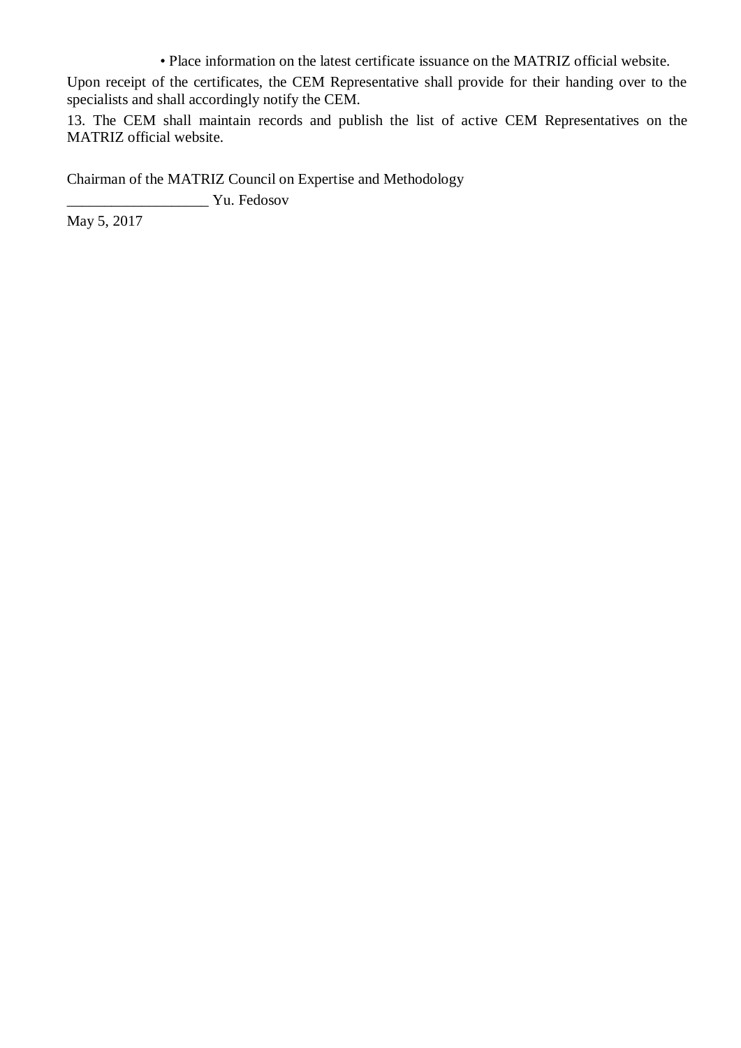- Place information on the latest certificate issuance on the MATRIZ official website.

Upon receipt of the certificates, the CEM Representative shall provide for their handing over to the specialists and shall accordingly notify the CEM.

13. The CEM shall maintain records and publish the list of active CEM Representatives on the MATRIZ official website.

Chairman of the MATRIZ Council on Expertise and Methodology

___________________ Yu. Fedosov

May 5, 2017